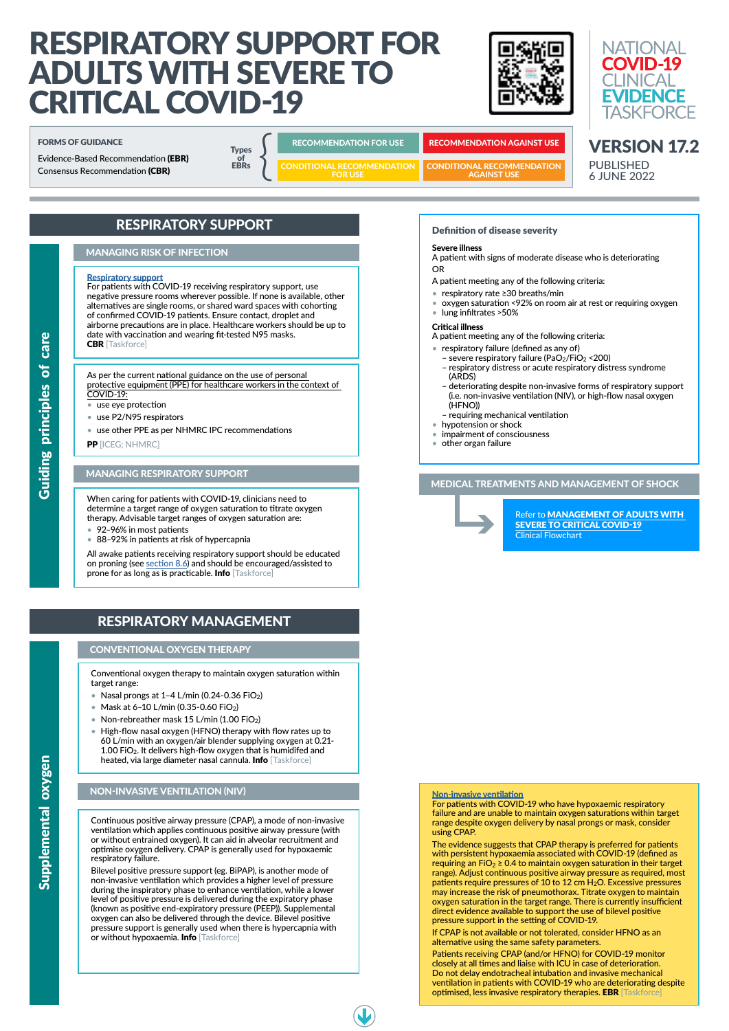# RESPIRATORY SUPPORT FOR ADULTS WITH SEVERE TO CRITICAL COVID-19

NATIONAL **COVID-19** CLINICAL **EVIDENCE** TASKFORCE

**VERSION 17.2**
PUBLISHED
6 JUNE 2022

**FORMS OF GUIDANCE**

Evidence-Based Recommendation **(EBR)**
Consensus Recommendation **(CBR)**

Types of EBRs:

- RECOMMENDATION FOR USE
- RECOMMENDATION AGAINST USE
- CONDITIONAL RECOMMENDATION FOR USE
- CONDITIONAL RECOMMENDATION AGAINST USE

## RESPIRATORY SUPPORT

### Guiding principles of care

#### MANAGING RISK OF INFECTION

**Respiratory support**
For patients with COVID-19 receiving respiratory support, use negative pressure rooms wherever possible. If none is available, other alternatives are single rooms, or shared ward spaces with cohorting of confirmed COVID-19 patients. Ensure contact, droplet and airborne precautions are in place. Healthcare workers should be up to date with vaccination and wearing fit-tested N95 masks.
**CBR** [Taskforce]

As per the current national guidance on the use of personal protective equipment (PPE) for healthcare workers in the context of COVID-19:

- use eye protection
- use P2/N95 respirators
- use other PPE as per NHMRC IPC recommendations

**PP** [ICEG; NHMRC]

#### MANAGING RESPIRATORY SUPPORT

When caring for patients with COVID-19, clinicians need to determine a target range of oxygen saturation to titrate oxygen therapy. Advisable target ranges of oxygen saturation are:

- 92–96% in most patients
- 88–92% in patients at risk of hypercapnia

All awake patients receiving respiratory support should be educated on proning (see section 8.6) and should be encouraged/assisted to prone for as long as is practicable. **Info** [Taskforce]

#### Definition of disease severity

**Severe illness**
A patient with signs of moderate disease who is deteriorating
OR
A patient meeting any of the following criteria:

- respiratory rate ≥30 breaths/min
- oxygen saturation <92% on room air at rest or requiring oxygen
- lung infiltrates >50%

**Critical illness**
A patient meeting any of the following criteria:

- respiratory failure (defined as any of)
  - severe respiratory failure ($PaO_2/FiO_2$ <200)
  - respiratory distress or acute respiratory distress syndrome (ARDS)
  - deteriorating despite non-invasive forms of respiratory support (i.e. non-invasive ventilation (NIV), or high-flow nasal oxygen (HFNO))
  - requiring mechanical ventilation
- hypotension or shock
- impairment of consciousness
- other organ failure

#### MEDICAL TREATMENTS AND MANAGEMENT OF SHOCK

Refer to **MANAGEMENT OF ADULTS WITH SEVERE TO CRITICAL COVID-19** Clinical Flowchart

## RESPIRATORY MANAGEMENT

### Supplemental oxygen

#### CONVENTIONAL OXYGEN THERAPY

Conventional oxygen therapy to maintain oxygen saturation within target range:

- Nasal prongs at 1–4 L/min (0.24-0.36 $FiO_2$)
- Mask at 6–10 L/min (0.35-0.60 $FiO_2$)
- Non-rebreather mask 15 L/min (1.00 $FiO_2$)
- High-flow nasal oxygen (HFNO) therapy with flow rates up to 60 L/min with an oxygen/air blender supplying oxygen at 0.21-1.00 $FiO_2$. It delivers high-flow oxygen that is humidifed and heated, via large diameter nasal cannula. **Info** [Taskforce]

#### NON-INVASIVE VENTILATION (NIV)

Continuous positive airway pressure (CPAP), a mode of non-invasive ventilation which applies continuous positive airway pressure (with or without entrained oxygen). It can aid in alveolar recruitment and optimise oxygen delivery. CPAP is generally used for hypoxaemic respiratory failure.

Bilevel positive pressure support (eg. BiPAP), is another mode of non-invasive ventilation which provides a higher level of pressure during the inspiratory phase to enhance ventilation, while a lower level of positive pressure is delivered during the expiratory phase (known as positive end-expiratory pressure (PEEP)). Supplemental oxygen can also be delivered through the device. Bilevel positive pressure support is generally used when there is hypercapnia with or without hypoxaemia. **Info** [Taskforce]

**Non-invasive ventilation**
For patients with COVID-19 who have hypoxaemic respiratory failure and are unable to maintain oxygen saturations within target range despite oxygen delivery by nasal prongs or mask, consider using CPAP.

The evidence suggests that CPAP therapy is preferred for patients with persistent hypoxaemia associated with COVID-19 (defined as requiring an $FiO_2 \geq 0.4$ to maintain oxygen saturation in their target range). Adjust continuous positive airway pressure as required, most patients require pressures of 10 to 12 cm $H_2O$. Excessive pressures may increase the risk of pneumothorax. Titrate oxygen to maintain oxygen saturation in the target range. There is currently insufficient direct evidence available to support the use of bilevel positive pressure support in the setting of COVID-19.

If CPAP is not available or not tolerated, consider HFNO as an alternative using the same safety parameters.

Patients receiving CPAP (and/or HFNO) for COVID-19 monitor closely at all times and liaise with ICU in case of deterioration. Do not delay endotracheal intubation and invasive mechanical ventilation in patients with COVID-19 who are deteriorating despite optimised, less invasive respiratory therapies. **EBR** [Taskforce]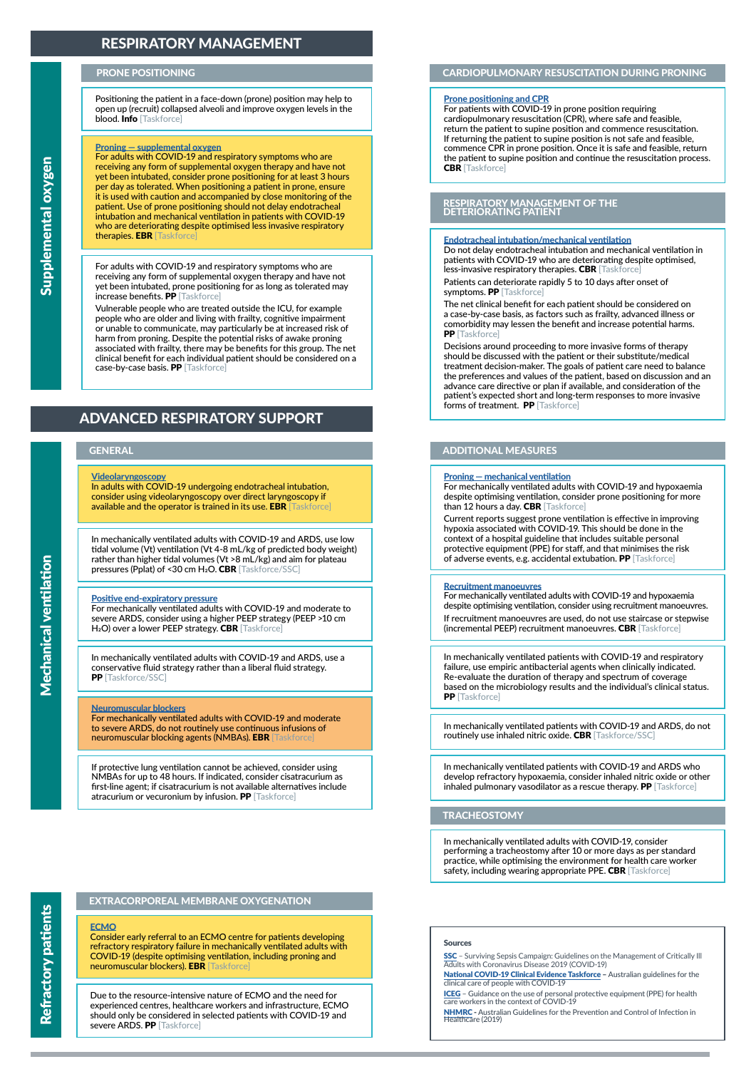# RESPIRATORY MANAGEMENT

**Supplemental oxygen**

## PRONE POSITIONING

Positioning the patient in a face-down (prone) position may help to open up (recruit) collapsed alveoli and improve oxygen levels in the blood. **Info** [Taskforce]

**Proning — supplemental oxygen**
For adults with COVID-19 and respiratory symptoms who are receiving any form of supplemental oxygen therapy and have not yet been intubated, consider prone positioning for at least 3 hours per day as tolerated. When positioning a patient in prone, ensure it is used with caution and accompanied by close monitoring of the patient. Use of prone positioning should not delay endotracheal intubation and mechanical ventilation in patients with COVID-19 who are deteriorating despite optimised less invasive respiratory therapies. **EBR** [Taskforce]

For adults with COVID-19 and respiratory symptoms who are receiving any form of supplemental oxygen therapy and have not yet been intubated, prone positioning for as long as tolerated may increase benefits. **PP** [Taskforce]

Vulnerable people who are treated outside the ICU, for example people who are older and living with frailty, cognitive impairment or unable to communicate, may particularly be at increased risk of harm from proning. Despite the potential risks of awake proning associated with frailty, there may be benefits for this group. The net clinical benefit for each individual patient should be considered on a case-by-case basis. **PP** [Taskforce]

## CARDIOPULMONARY RESUSCITATION DURING PRONING

**Prone positioning and CPR**
For patients with COVID-19 in prone position requiring cardiopulmonary resuscitation (CPR), where safe and feasible, return the patient to supine position and commence resuscitation. If returning the patient to supine position is not safe and feasible, commence CPR in prone position. Once it is safe and feasible, return the patient to supine position and continue the resuscitation process. **CBR** [Taskforce]

## RESPIRATORY MANAGEMENT OF THE DETERIORATING PATIENT

**Endotracheal intubation/mechanical ventilation**
Do not delay endotracheal intubation and mechanical ventilation in patients with COVID-19 who are deteriorating despite optimised, less-invasive respiratory therapies. **CBR** [Taskforce]

Patients can deteriorate rapidly 5 to 10 days after onset of symptoms. **PP** [Taskforce]

The net clinical benefit for each patient should be considered on a case-by-case basis, as factors such as frailty, advanced illness or comorbidity may lessen the benefit and increase potential harms. **PP** [Taskforce]

Decisions around proceeding to more invasive forms of therapy should be discussed with the patient or their substitute/medical treatment decision-maker. The goals of patient care need to balance the preferences and values of the patient, based on discussion and an advance care directive or plan if available, and consideration of the patient's expected short and long-term responses to more invasive forms of treatment. **PP** [Taskforce]

# ADVANCED RESPIRATORY SUPPORT

**Mechanical ventilation**

## GENERAL

**Videolaryngoscopy**
In adults with COVID-19 undergoing endotracheal intubation, consider using videolaryngoscopy over direct laryngoscopy if available and the operator is trained in its use. **EBR** [Taskforce]

In mechanically ventilated adults with COVID-19 and ARDS, use low tidal volume (Vt) ventilation (Vt 4-8 mL/kg of predicted body weight) rather than higher tidal volumes (Vt >8 mL/kg) and aim for plateau pressures (Pplat) of <30 cm $H_2O$. **CBR** [Taskforce/SSC]

**Positive end-expiratory pressure**
For mechanically ventilated adults with COVID-19 and moderate to severe ARDS, consider using a higher PEEP strategy (PEEP >10 cm $H_2O$) over a lower PEEP strategy. **CBR** [Taskforce]

In mechanically ventilated adults with COVID-19 and ARDS, use a conservative fluid strategy rather than a liberal fluid strategy. **PP** [Taskforce/SSC]

**Neuromuscular blockers**
For mechanically ventilated adults with COVID-19 and moderate to severe ARDS, do not routinely use continuous infusions of neuromuscular blocking agents (NMBAs). **EBR** [Taskforce]

If protective lung ventilation cannot be achieved, consider using NMBAs for up to 48 hours. If indicated, consider cisatracurium as first-line agent; if cisatracurium is not available alternatives include atracurium or vecuronium by infusion. **PP** [Taskforce]

## ADDITIONAL MEASURES

**Proning — mechanical ventilation**
For mechanically ventilated adults with COVID-19 and hypoxaemia despite optimising ventilation, consider prone positioning for more than 12 hours a day. **CBR** [Taskforce]

Current reports suggest prone ventilation is effective in improving hypoxia associated with COVID-19. This should be done in the context of a hospital guideline that includes suitable personal protective equipment (PPE) for staff, and that minimises the risk of adverse events, e.g. accidental extubation. **PP** [Taskforce]

**Recruitment manoeuvres**
For mechanically ventilated adults with COVID-19 and hypoxaemia despite optimising ventilation, consider using recruitment manoeuvres.

If recruitment manoeuvres are used, do not use staircase or stepwise (incremental PEEP) recruitment manoeuvres. **CBR** [Taskforce]

In mechanically ventilated patients with COVID-19 and respiratory failure, use empiric antibacterial agents when clinically indicated. Re-evaluate the duration of therapy and spectrum of coverage based on the microbiology results and the individual's clinical status. **PP** [Taskforce]

In mechanically ventilated patients with COVID-19 and ARDS, do not routinely use inhaled nitric oxide. **CBR** [Taskforce/SSC]

In mechanically ventilated patients with COVID-19 and ARDS who develop refractory hypoxaemia, consider inhaled nitric oxide or other inhaled pulmonary vasodilator as a rescue therapy. **PP** [Taskforce]

## TRACHEOSTOMY

In mechanically ventilated adults with COVID-19, consider performing a tracheostomy after 10 or more days as per standard practice, while optimising the environment for health care worker safety, including wearing appropriate PPE. **CBR** [Taskforce]

**Refractory patients**

## EXTRACORPOREAL MEMBRANE OXYGENATION

**ECMO**
Consider early referral to an ECMO centre for patients developing refractory respiratory failure in mechanically ventilated adults with COVID-19 (despite optimising ventilation, including proning and neuromuscular blockers). **EBR** [Taskforce]

Due to the resource-intensive nature of ECMO and the need for experienced centres, healthcare workers and infrastructure, ECMO should only be considered in selected patients with COVID-19 and severe ARDS. **PP** [Taskforce]

**Sources**

**SSC** – Surviving Sepsis Campaign: Guidelines on the Management of Critically Ill Adults with Coronavirus Disease 2019 (COVID-19)

**National COVID-19 Clinical Evidence Taskforce** – Australian guidelines for the clinical care of people with COVID-19

**ICEG** – Guidance on the use of personal protective equipment (PPE) for health care workers in the context of COVID-19

**NHMRC** - Australian Guidelines for the Prevention and Control of Infection in Healthcare (2019)